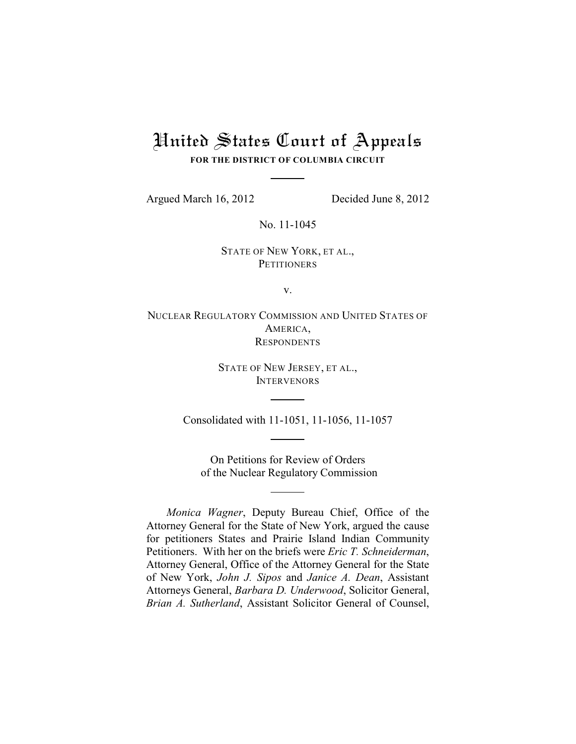# United States Court of Appeals

**FOR THE DISTRICT OF COLUMBIA CIRCUIT**

Argued March 16, 2012 Decided June 8, 2012

No. 11-1045

STATE OF NEW YORK, ET AL.,
PETITIONERS

v.

NUCLEAR REGULATORY COMMISSION AND UNITED STATES OF AMERICA,
RESPONDENTS

STATE OF NEW JERSEY, ET AL.,
INTERVENORS

Consolidated with 11-1051, 11-1056, 11-1057

On Petitions for Review of Orders
of the Nuclear Regulatory Commission

*Monica Wagner*, Deputy Bureau Chief, Office of the Attorney General for the State of New York, argued the cause for petitioners States and Prairie Island Indian Community Petitioners. With her on the briefs were *Eric T. Schneiderman*, Attorney General, Office of the Attorney General for the State of New York, *John J. Sipos* and *Janice A. Dean*, Assistant Attorneys General, *Barbara D. Underwood*, Solicitor General, *Brian A. Sutherland*, Assistant Solicitor General of Counsel,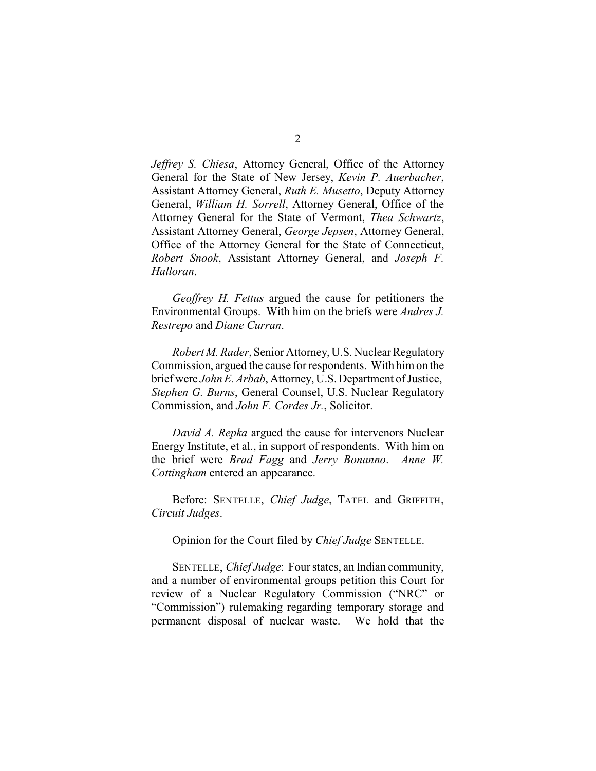*Jeffrey S. Chiesa*, Attorney General, Office of the Attorney General for the State of New Jersey, *Kevin P. Auerbacher*, Assistant Attorney General, *Ruth E. Musetto*, Deputy Attorney General, *William H. Sorrell*, Attorney General, Office of the Attorney General for the State of Vermont, *Thea Schwartz*, Assistant Attorney General, *George Jepsen*, Attorney General, Office of the Attorney General for the State of Connecticut, *Robert Snook*, Assistant Attorney General, and *Joseph F. Halloran*.

*Geoffrey H. Fettus* argued the cause for petitioners the Environmental Groups. With him on the briefs were *Andres J. Restrepo* and *Diane Curran*.

*Robert M. Rader*, Senior Attorney, U.S. Nuclear Regulatory Commission, argued the cause for respondents. With him on the brief were *John E. Arbab*, Attorney, U.S. Department of Justice, *Stephen G. Burns*, General Counsel, U.S. Nuclear Regulatory Commission, and *John F. Cordes Jr.*, Solicitor.

*David A. Repka* argued the cause for intervenors Nuclear Energy Institute, et al., in support of respondents. With him on the brief were *Brad Fagg* and *Jerry Bonanno*. *Anne W. Cottingham* entered an appearance.

Before: SENTELLE, *Chief Judge*, TATEL and GRIFFITH, *Circuit Judges*.

Opinion for the Court filed by *Chief Judge* SENTELLE.

SENTELLE, *Chief Judge*: Four states, an Indian community, and a number of environmental groups petition this Court for review of a Nuclear Regulatory Commission ("NRC" or "Commission") rulemaking regarding temporary storage and permanent disposal of nuclear waste. We hold that the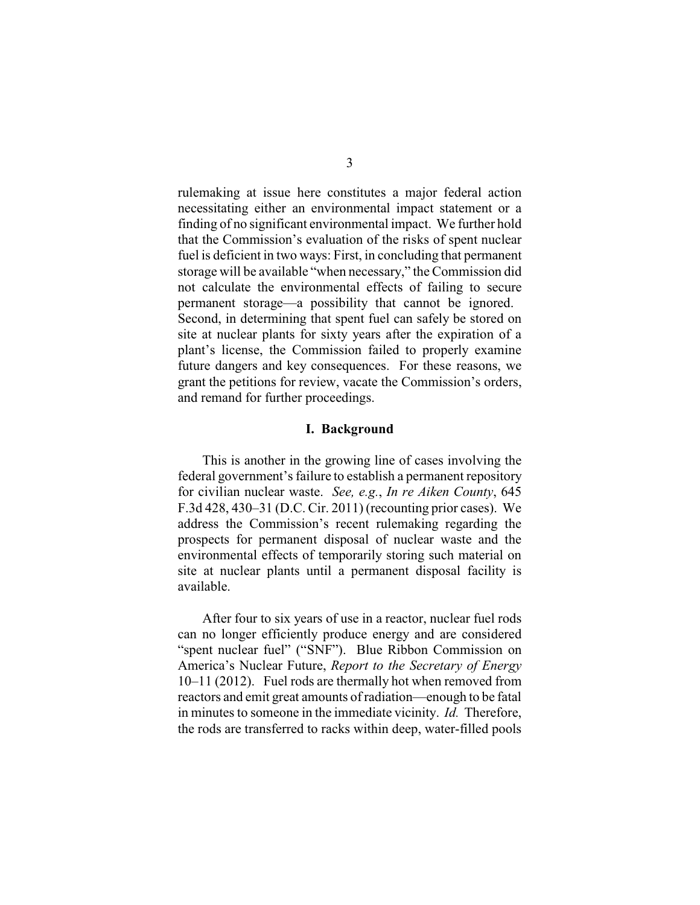rulemaking at issue here constitutes a major federal action necessitating either an environmental impact statement or a finding of no significant environmental impact. We further hold that the Commission's evaluation of the risks of spent nuclear fuel is deficient in two ways: First, in concluding that permanent storage will be available "when necessary," the Commission did not calculate the environmental effects of failing to secure permanent storage—a possibility that cannot be ignored. Second, in determining that spent fuel can safely be stored on site at nuclear plants for sixty years after the expiration of a plant's license, the Commission failed to properly examine future dangers and key consequences. For these reasons, we grant the petitions for review, vacate the Commission's orders, and remand for further proceedings.

## I. Background

This is another in the growing line of cases involving the federal government's failure to establish a permanent repository for civilian nuclear waste. *See, e.g.*, *In re Aiken County*, 645 F.3d 428, 430–31 (D.C. Cir. 2011) (recounting prior cases). We address the Commission's recent rulemaking regarding the prospects for permanent disposal of nuclear waste and the environmental effects of temporarily storing such material on site at nuclear plants until a permanent disposal facility is available.

After four to six years of use in a reactor, nuclear fuel rods can no longer efficiently produce energy and are considered "spent nuclear fuel" ("SNF"). Blue Ribbon Commission on America's Nuclear Future, *Report to the Secretary of Energy* 10–11 (2012). Fuel rods are thermally hot when removed from reactors and emit great amounts of radiation—enough to be fatal in minutes to someone in the immediate vicinity. *Id.* Therefore, the rods are transferred to racks within deep, water-filled pools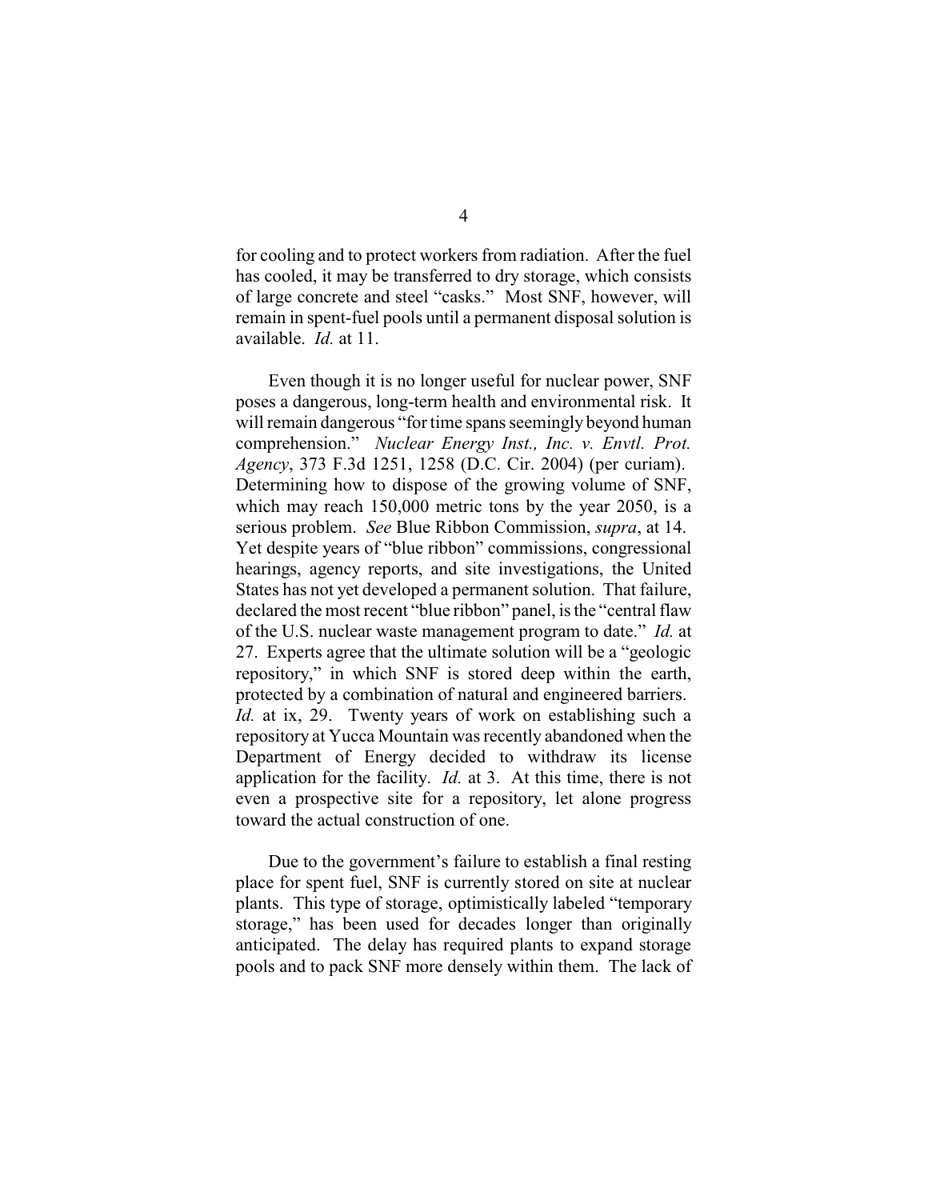for cooling and to protect workers from radiation. After the fuel has cooled, it may be transferred to dry storage, which consists of large concrete and steel "casks." Most SNF, however, will remain in spent-fuel pools until a permanent disposal solution is available. *Id.* at 11.

Even though it is no longer useful for nuclear power, SNF poses a dangerous, long-term health and environmental risk. It will remain dangerous "for time spans seemingly beyond human comprehension." *Nuclear Energy Inst., Inc. v. Envtl. Prot. Agency*, 373 F.3d 1251, 1258 (D.C. Cir. 2004) (per curiam). Determining how to dispose of the growing volume of SNF, which may reach 150,000 metric tons by the year 2050, is a serious problem. *See* Blue Ribbon Commission, *supra*, at 14. Yet despite years of "blue ribbon" commissions, congressional hearings, agency reports, and site investigations, the United States has not yet developed a permanent solution. That failure, declared the most recent "blue ribbon" panel, is the "central flaw of the U.S. nuclear waste management program to date." *Id.* at 27. Experts agree that the ultimate solution will be a "geologic repository," in which SNF is stored deep within the earth, protected by a combination of natural and engineered barriers. *Id.* at ix, 29. Twenty years of work on establishing such a repository at Yucca Mountain was recently abandoned when the Department of Energy decided to withdraw its license application for the facility. *Id.* at 3. At this time, there is not even a prospective site for a repository, let alone progress toward the actual construction of one.

Due to the government's failure to establish a final resting place for spent fuel, SNF is currently stored on site at nuclear plants. This type of storage, optimistically labeled "temporary storage," has been used for decades longer than originally anticipated. The delay has required plants to expand storage pools and to pack SNF more densely within them. The lack of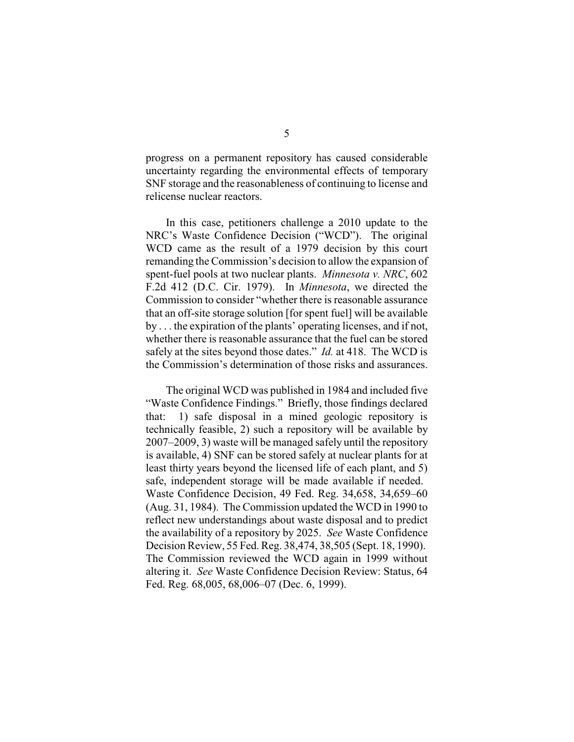progress on a permanent repository has caused considerable uncertainty regarding the environmental effects of temporary SNF storage and the reasonableness of continuing to license and relicense nuclear reactors.

In this case, petitioners challenge a 2010 update to the NRC's Waste Confidence Decision ("WCD"). The original WCD came as the result of a 1979 decision by this court remanding the Commission's decision to allow the expansion of spent-fuel pools at two nuclear plants. *Minnesota v. NRC*, 602 F.2d 412 (D.C. Cir. 1979). In *Minnesota*, we directed the Commission to consider "whether there is reasonable assurance that an off-site storage solution [for spent fuel] will be available by . . . the expiration of the plants' operating licenses, and if not, whether there is reasonable assurance that the fuel can be stored safely at the sites beyond those dates." *Id.* at 418. The WCD is the Commission's determination of those risks and assurances.

The original WCD was published in 1984 and included five "Waste Confidence Findings." Briefly, those findings declared that: 1) safe disposal in a mined geologic repository is technically feasible, 2) such a repository will be available by 2007–2009, 3) waste will be managed safely until the repository is available, 4) SNF can be stored safely at nuclear plants for at least thirty years beyond the licensed life of each plant, and 5) safe, independent storage will be made available if needed. Waste Confidence Decision, 49 Fed. Reg. 34,658, 34,659–60 (Aug. 31, 1984). The Commission updated the WCD in 1990 to reflect new understandings about waste disposal and to predict the availability of a repository by 2025. *See* Waste Confidence Decision Review, 55 Fed. Reg. 38,474, 38,505 (Sept. 18, 1990). The Commission reviewed the WCD again in 1999 without altering it. *See* Waste Confidence Decision Review: Status, 64 Fed. Reg. 68,005, 68,006–07 (Dec. 6, 1999).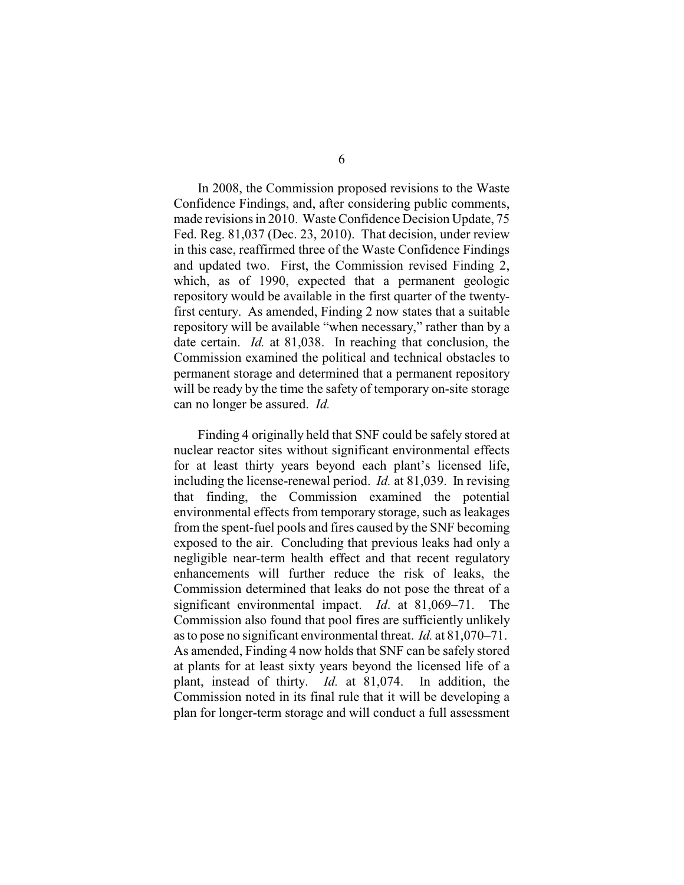In 2008, the Commission proposed revisions to the Waste Confidence Findings, and, after considering public comments, made revisions in 2010. Waste Confidence Decision Update, 75 Fed. Reg. 81,037 (Dec. 23, 2010). That decision, under review in this case, reaffirmed three of the Waste Confidence Findings and updated two. First, the Commission revised Finding 2, which, as of 1990, expected that a permanent geologic repository would be available in the first quarter of the twenty-first century. As amended, Finding 2 now states that a suitable repository will be available "when necessary," rather than by a date certain. *Id.* at 81,038. In reaching that conclusion, the Commission examined the political and technical obstacles to permanent storage and determined that a permanent repository will be ready by the time the safety of temporary on-site storage can no longer be assured. *Id.*

Finding 4 originally held that SNF could be safely stored at nuclear reactor sites without significant environmental effects for at least thirty years beyond each plant's licensed life, including the license-renewal period. *Id.* at 81,039. In revising that finding, the Commission examined the potential environmental effects from temporary storage, such as leakages from the spent-fuel pools and fires caused by the SNF becoming exposed to the air. Concluding that previous leaks had only a negligible near-term health effect and that recent regulatory enhancements will further reduce the risk of leaks, the Commission determined that leaks do not pose the threat of a significant environmental impact. *Id*. at 81,069–71. The Commission also found that pool fires are sufficiently unlikely as to pose no significant environmental threat. *Id.* at 81,070–71. As amended, Finding 4 now holds that SNF can be safely stored at plants for at least sixty years beyond the licensed life of a plant, instead of thirty. *Id.* at 81,074. In addition, the Commission noted in its final rule that it will be developing a plan for longer-term storage and will conduct a full assessment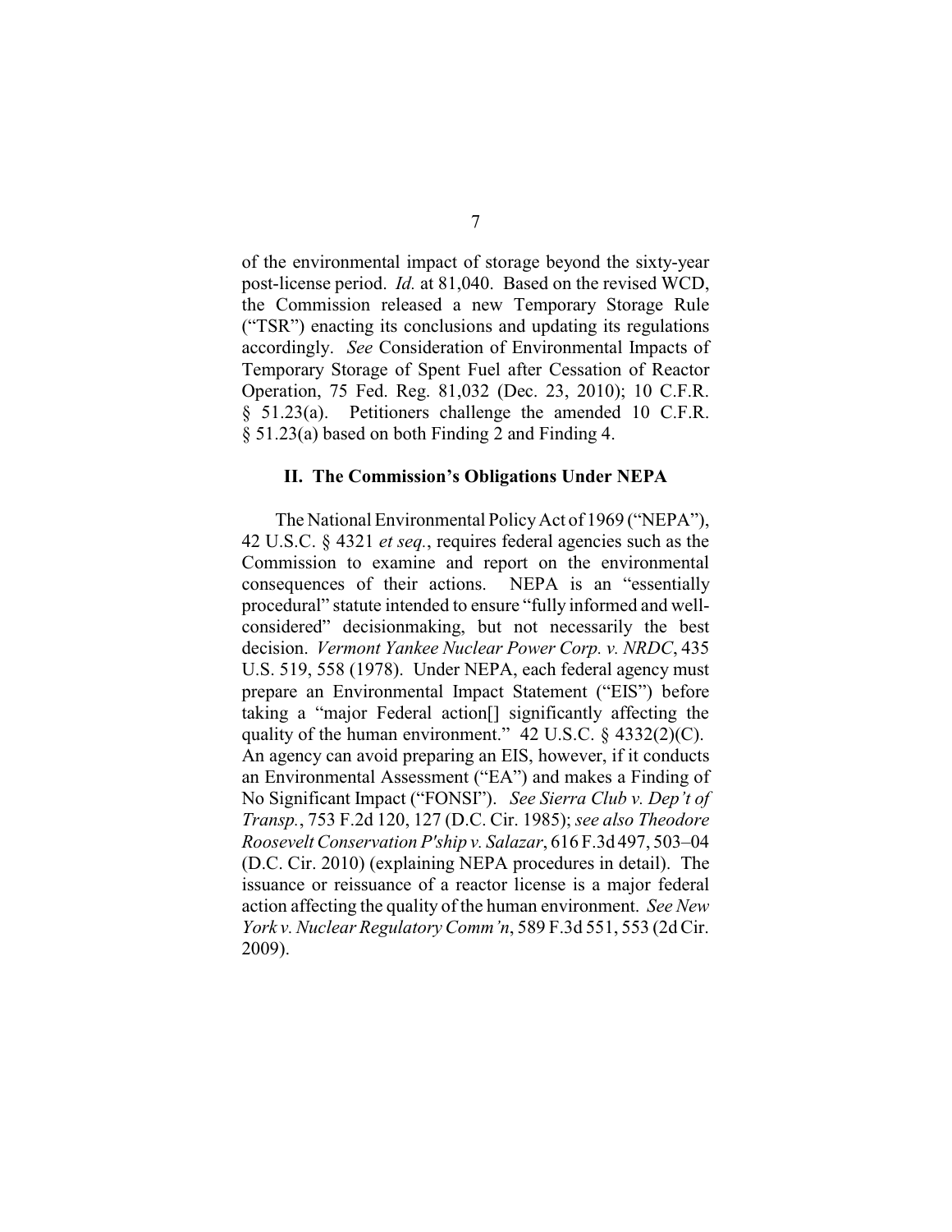of the environmental impact of storage beyond the sixty-year post-license period. *Id.* at 81,040. Based on the revised WCD, the Commission released a new Temporary Storage Rule ("TSR") enacting its conclusions and updating its regulations accordingly. *See* Consideration of Environmental Impacts of Temporary Storage of Spent Fuel after Cessation of Reactor Operation, 75 Fed. Reg. 81,032 (Dec. 23, 2010); 10 C.F.R. § 51.23(a). Petitioners challenge the amended 10 C.F.R. § 51.23(a) based on both Finding 2 and Finding 4.

## II. The Commission's Obligations Under NEPA

The National Environmental Policy Act of 1969 ("NEPA"), 42 U.S.C. § 4321 *et seq.*, requires federal agencies such as the Commission to examine and report on the environmental consequences of their actions. NEPA is an "essentially procedural" statute intended to ensure "fully informed and well-considered" decisionmaking, but not necessarily the best decision. *Vermont Yankee Nuclear Power Corp. v. NRDC*, 435 U.S. 519, 558 (1978). Under NEPA, each federal agency must prepare an Environmental Impact Statement ("EIS") before taking a "major Federal action[] significantly affecting the quality of the human environment." 42 U.S.C. § 4332(2)(C). An agency can avoid preparing an EIS, however, if it conducts an Environmental Assessment ("EA") and makes a Finding of No Significant Impact ("FONSI"). *See Sierra Club v. Dep't of Transp.*, 753 F.2d 120, 127 (D.C. Cir. 1985); *see also Theodore Roosevelt Conservation P'ship v. Salazar*, 616 F.3d 497, 503–04 (D.C. Cir. 2010) (explaining NEPA procedures in detail). The issuance or reissuance of a reactor license is a major federal action affecting the quality of the human environment. *See New York v. Nuclear Regulatory Comm'n*, 589 F.3d 551, 553 (2d Cir. 2009).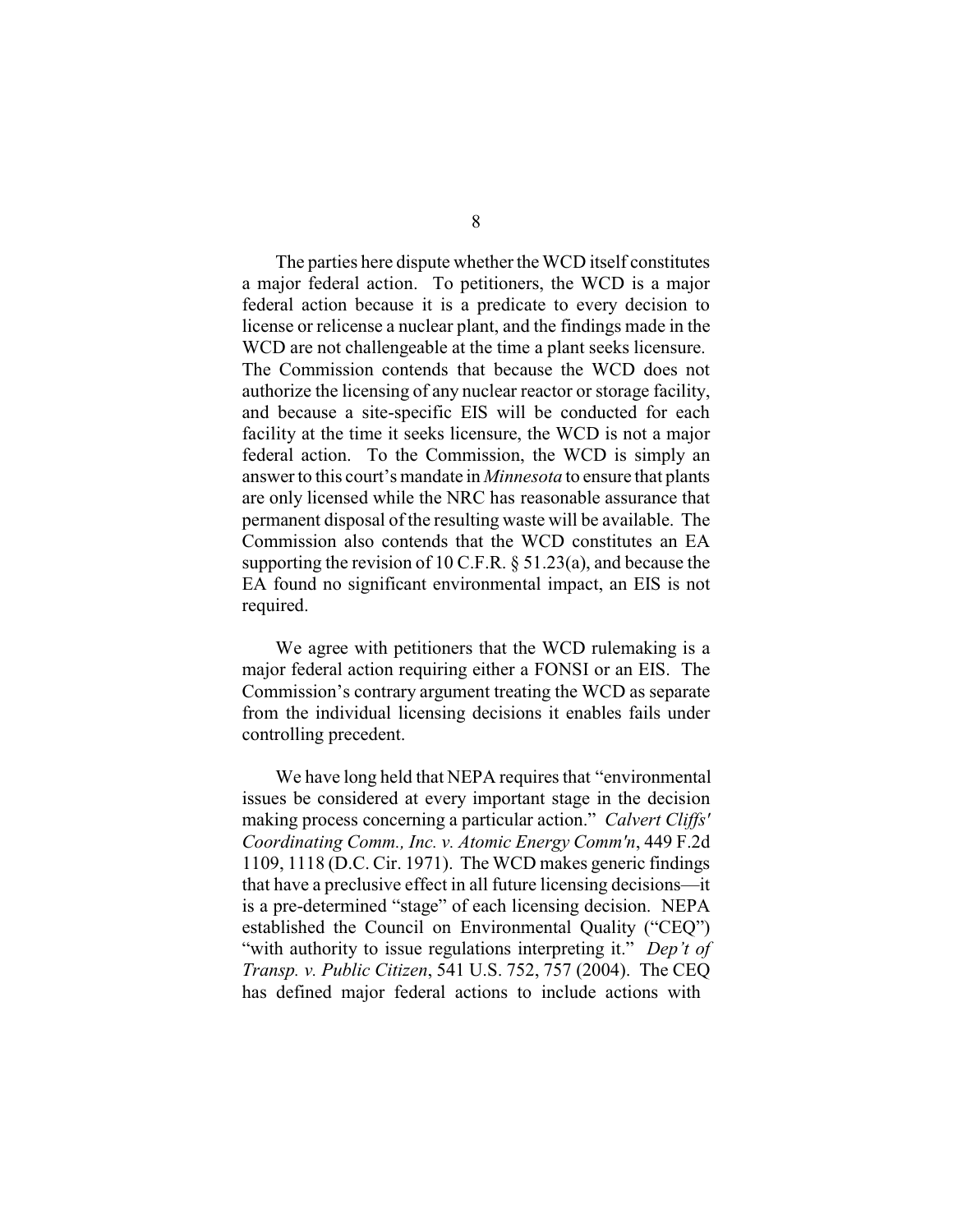The parties here dispute whether the WCD itself constitutes a major federal action. To petitioners, the WCD is a major federal action because it is a predicate to every decision to license or relicense a nuclear plant, and the findings made in the WCD are not challengeable at the time a plant seeks licensure. The Commission contends that because the WCD does not authorize the licensing of any nuclear reactor or storage facility, and because a site-specific EIS will be conducted for each facility at the time it seeks licensure, the WCD is not a major federal action. To the Commission, the WCD is simply an answer to this court's mandate in *Minnesota* to ensure that plants are only licensed while the NRC has reasonable assurance that permanent disposal of the resulting waste will be available. The Commission also contends that the WCD constitutes an EA supporting the revision of 10 C.F.R. § 51.23(a), and because the EA found no significant environmental impact, an EIS is not required.

We agree with petitioners that the WCD rulemaking is a major federal action requiring either a FONSI or an EIS. The Commission's contrary argument treating the WCD as separate from the individual licensing decisions it enables fails under controlling precedent.

We have long held that NEPA requires that "environmental issues be considered at every important stage in the decision making process concerning a particular action." *Calvert Cliffs' Coordinating Comm., Inc. v. Atomic Energy Comm'n*, 449 F.2d 1109, 1118 (D.C. Cir. 1971). The WCD makes generic findings that have a preclusive effect in all future licensing decisions—it is a pre-determined "stage" of each licensing decision. NEPA established the Council on Environmental Quality ("CEQ") "with authority to issue regulations interpreting it." *Dep't of Transp. v. Public Citizen*, 541 U.S. 752, 757 (2004). The CEQ has defined major federal actions to include actions with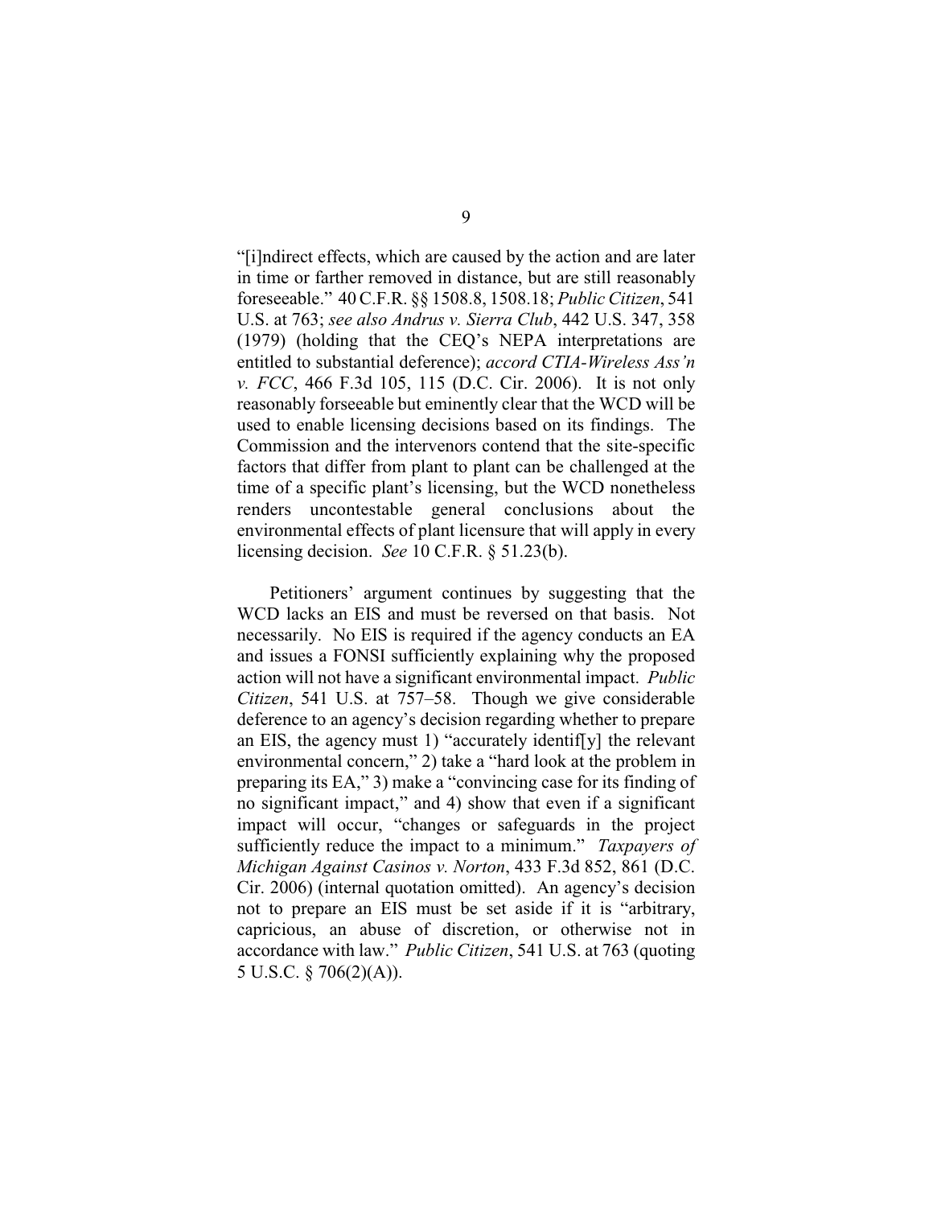"[i]ndirect effects, which are caused by the action and are later in time or farther removed in distance, but are still reasonably foreseeable." 40 C.F.R. §§ 1508.8, 1508.18; *Public Citizen*, 541 U.S. at 763; *see also Andrus v. Sierra Club*, 442 U.S. 347, 358 (1979) (holding that the CEQ's NEPA interpretations are entitled to substantial deference); *accord CTIA-Wireless Ass'n v. FCC*, 466 F.3d 105, 115 (D.C. Cir. 2006). It is not only reasonably forseeable but eminently clear that the WCD will be used to enable licensing decisions based on its findings. The Commission and the intervenors contend that the site-specific factors that differ from plant to plant can be challenged at the time of a specific plant's licensing, but the WCD nonetheless renders uncontestable general conclusions about the environmental effects of plant licensure that will apply in every licensing decision. *See* 10 C.F.R. § 51.23(b).

Petitioners' argument continues by suggesting that the WCD lacks an EIS and must be reversed on that basis. Not necessarily. No EIS is required if the agency conducts an EA and issues a FONSI sufficiently explaining why the proposed action will not have a significant environmental impact. *Public Citizen*, 541 U.S. at 757–58. Though we give considerable deference to an agency's decision regarding whether to prepare an EIS, the agency must 1) "accurately identif[y] the relevant environmental concern," 2) take a "hard look at the problem in preparing its EA," 3) make a "convincing case for its finding of no significant impact," and 4) show that even if a significant impact will occur, "changes or safeguards in the project sufficiently reduce the impact to a minimum." *Taxpayers of Michigan Against Casinos v. Norton*, 433 F.3d 852, 861 (D.C. Cir. 2006) (internal quotation omitted). An agency's decision not to prepare an EIS must be set aside if it is "arbitrary, capricious, an abuse of discretion, or otherwise not in accordance with law." *Public Citizen*, 541 U.S. at 763 (quoting 5 U.S.C. § 706(2)(A)).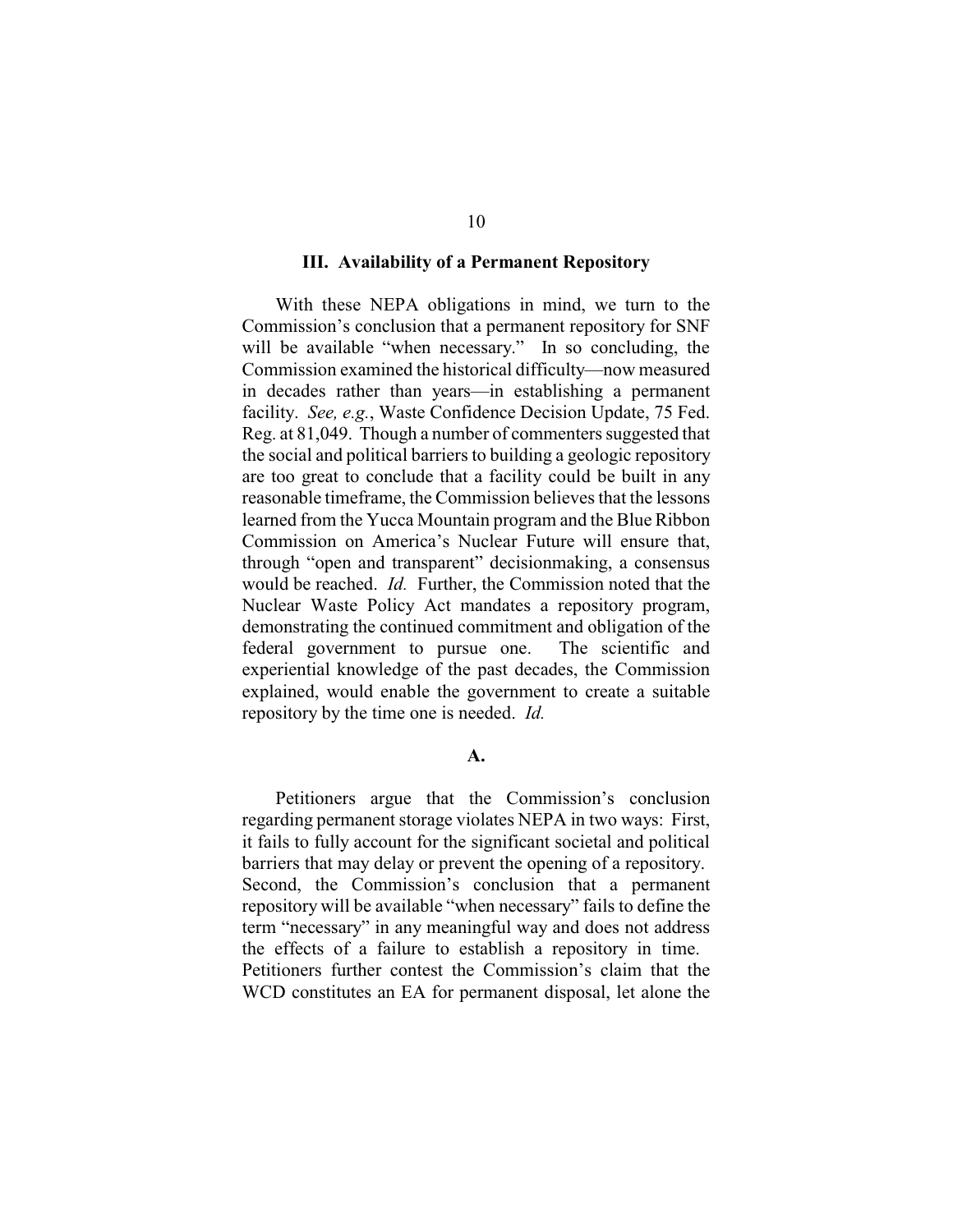## III. Availability of a Permanent Repository

With these NEPA obligations in mind, we turn to the Commission's conclusion that a permanent repository for SNF will be available "when necessary." In so concluding, the Commission examined the historical difficulty—now measured in decades rather than years—in establishing a permanent facility. *See, e.g.*, Waste Confidence Decision Update, 75 Fed. Reg. at 81,049. Though a number of commenters suggested that the social and political barriers to building a geologic repository are too great to conclude that a facility could be built in any reasonable timeframe, the Commission believes that the lessons learned from the Yucca Mountain program and the Blue Ribbon Commission on America's Nuclear Future will ensure that, through "open and transparent" decisionmaking, a consensus would be reached. *Id.* Further, the Commission noted that the Nuclear Waste Policy Act mandates a repository program, demonstrating the continued commitment and obligation of the federal government to pursue one. The scientific and experiential knowledge of the past decades, the Commission explained, would enable the government to create a suitable repository by the time one is needed. *Id.*

### A.

Petitioners argue that the Commission's conclusion regarding permanent storage violates NEPA in two ways: First, it fails to fully account for the significant societal and political barriers that may delay or prevent the opening of a repository. Second, the Commission's conclusion that a permanent repository will be available "when necessary" fails to define the term "necessary" in any meaningful way and does not address the effects of a failure to establish a repository in time. Petitioners further contest the Commission's claim that the WCD constitutes an EA for permanent disposal, let alone the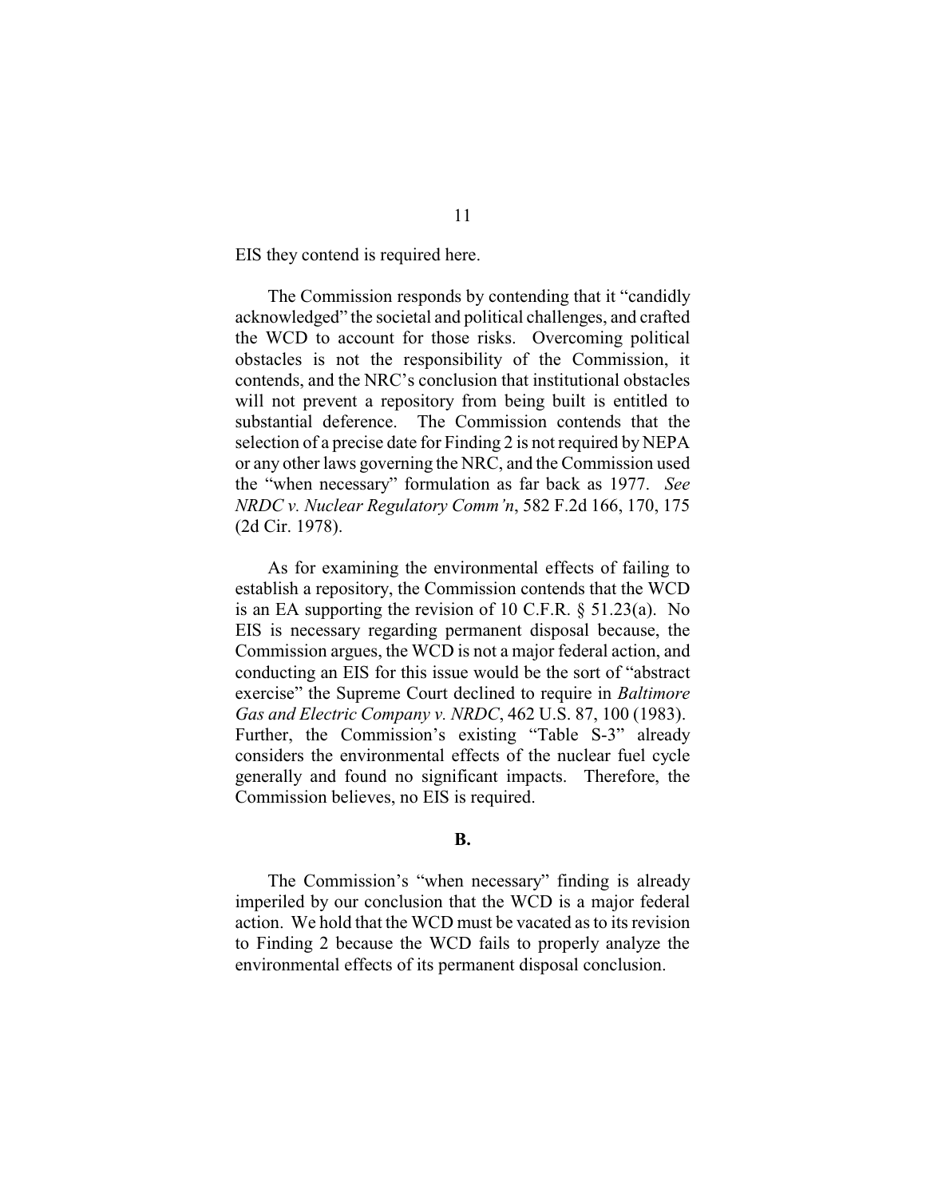EIS they contend is required here.

The Commission responds by contending that it "candidly acknowledged" the societal and political challenges, and crafted the WCD to account for those risks. Overcoming political obstacles is not the responsibility of the Commission, it contends, and the NRC's conclusion that institutional obstacles will not prevent a repository from being built is entitled to substantial deference. The Commission contends that the selection of a precise date for Finding 2 is not required by NEPA or any other laws governing the NRC, and the Commission used the "when necessary" formulation as far back as 1977. *See NRDC v. Nuclear Regulatory Comm'n*, 582 F.2d 166, 170, 175 (2d Cir. 1978).

As for examining the environmental effects of failing to establish a repository, the Commission contends that the WCD is an EA supporting the revision of 10 C.F.R. § 51.23(a). No EIS is necessary regarding permanent disposal because, the Commission argues, the WCD is not a major federal action, and conducting an EIS for this issue would be the sort of "abstract exercise" the Supreme Court declined to require in *Baltimore Gas and Electric Company v. NRDC*, 462 U.S. 87, 100 (1983). Further, the Commission's existing "Table S-3" already considers the environmental effects of the nuclear fuel cycle generally and found no significant impacts. Therefore, the Commission believes, no EIS is required.

**B.**

The Commission's "when necessary" finding is already imperiled by our conclusion that the WCD is a major federal action. We hold that the WCD must be vacated as to its revision to Finding 2 because the WCD fails to properly analyze the environmental effects of its permanent disposal conclusion.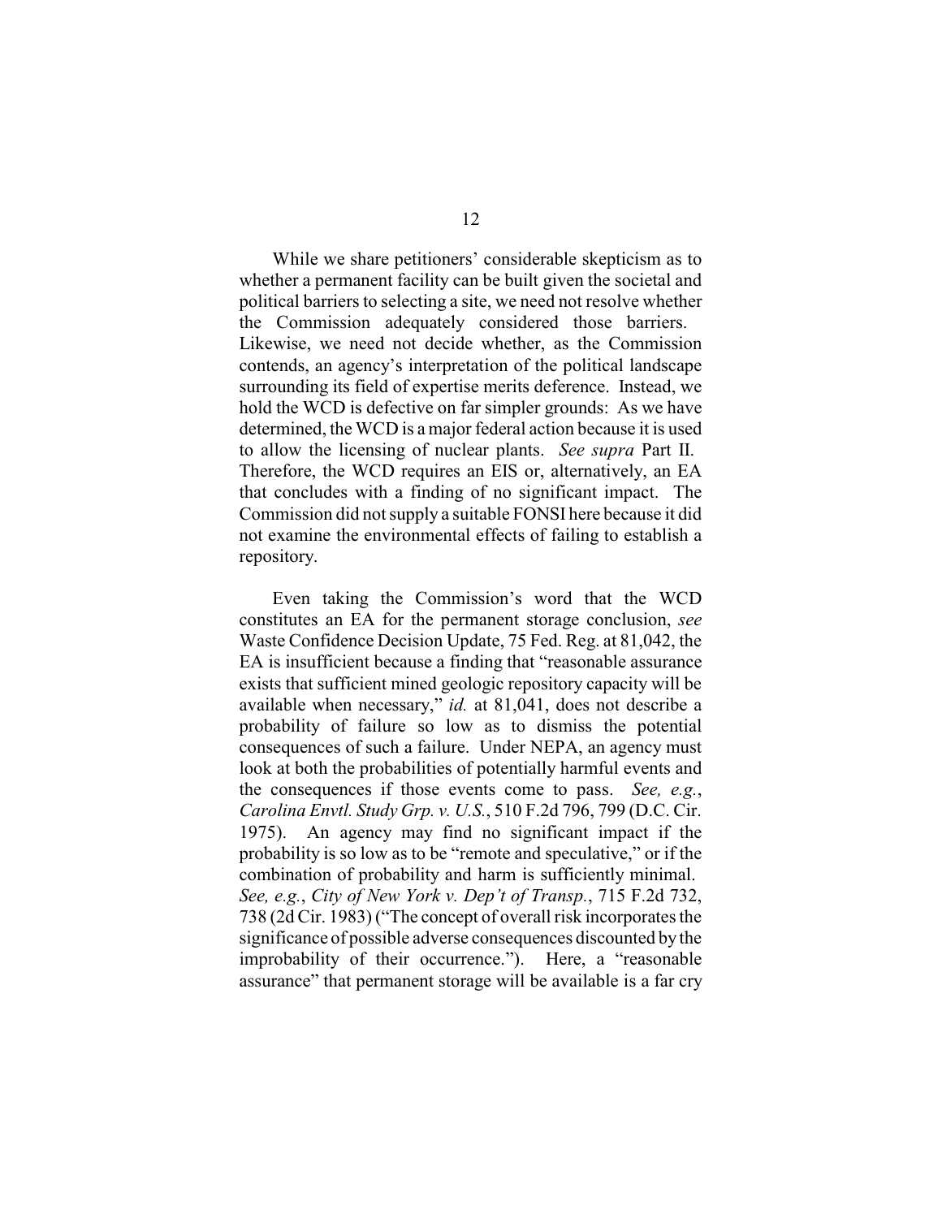While we share petitioners' considerable skepticism as to whether a permanent facility can be built given the societal and political barriers to selecting a site, we need not resolve whether the Commission adequately considered those barriers. Likewise, we need not decide whether, as the Commission contends, an agency's interpretation of the political landscape surrounding its field of expertise merits deference. Instead, we hold the WCD is defective on far simpler grounds: As we have determined, the WCD is a major federal action because it is used to allow the licensing of nuclear plants. *See supra* Part II. Therefore, the WCD requires an EIS or, alternatively, an EA that concludes with a finding of no significant impact. The Commission did not supply a suitable FONSI here because it did not examine the environmental effects of failing to establish a repository.

Even taking the Commission's word that the WCD constitutes an EA for the permanent storage conclusion, *see* Waste Confidence Decision Update, 75 Fed. Reg. at 81,042, the EA is insufficient because a finding that "reasonable assurance exists that sufficient mined geologic repository capacity will be available when necessary," *id.* at 81,041, does not describe a probability of failure so low as to dismiss the potential consequences of such a failure. Under NEPA, an agency must look at both the probabilities of potentially harmful events and the consequences if those events come to pass. *See, e.g.*, *Carolina Envtl. Study Grp. v. U.S.*, 510 F.2d 796, 799 (D.C. Cir. 1975). An agency may find no significant impact if the probability is so low as to be "remote and speculative," or if the combination of probability and harm is sufficiently minimal. *See, e.g.*, *City of New York v. Dep't of Transp.*, 715 F.2d 732, 738 (2d Cir. 1983) ("The concept of overall risk incorporates the significance of possible adverse consequences discounted by the improbability of their occurrence."). Here, a "reasonable assurance" that permanent storage will be available is a far cry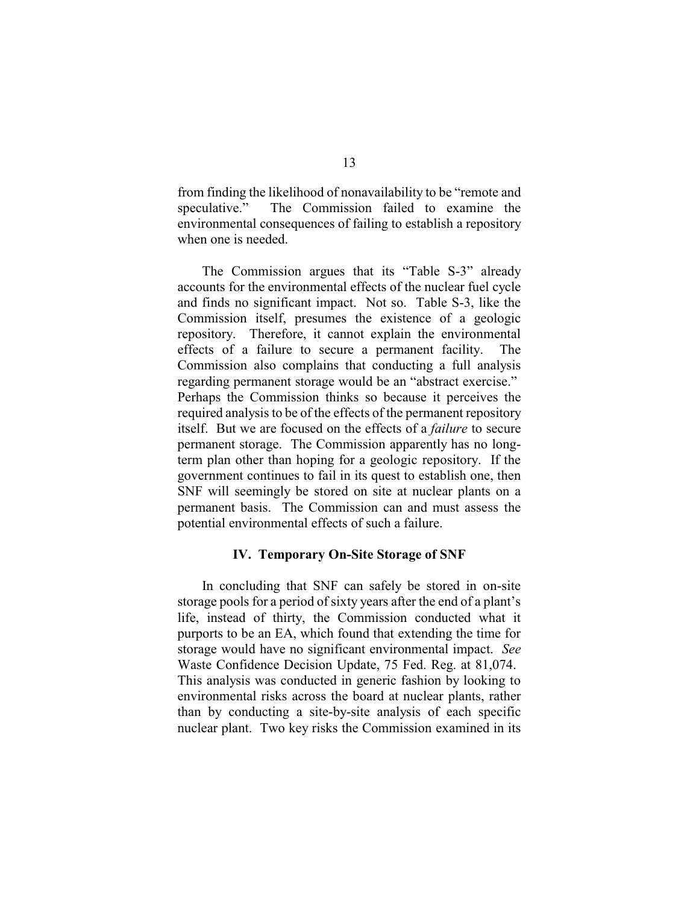from finding the likelihood of nonavailability to be "remote and speculative." The Commission failed to examine the environmental consequences of failing to establish a repository when one is needed.

The Commission argues that its "Table S-3" already accounts for the environmental effects of the nuclear fuel cycle and finds no significant impact. Not so. Table S-3, like the Commission itself, presumes the existence of a geologic repository. Therefore, it cannot explain the environmental effects of a failure to secure a permanent facility. The Commission also complains that conducting a full analysis regarding permanent storage would be an "abstract exercise." Perhaps the Commission thinks so because it perceives the required analysis to be of the effects of the permanent repository itself. But we are focused on the effects of a *failure* to secure permanent storage. The Commission apparently has no long-term plan other than hoping for a geologic repository. If the government continues to fail in its quest to establish one, then SNF will seemingly be stored on site at nuclear plants on a permanent basis. The Commission can and must assess the potential environmental effects of such a failure.

## IV. Temporary On-Site Storage of SNF

In concluding that SNF can safely be stored in on-site storage pools for a period of sixty years after the end of a plant's life, instead of thirty, the Commission conducted what it purports to be an EA, which found that extending the time for storage would have no significant environmental impact. *See* Waste Confidence Decision Update, 75 Fed. Reg. at 81,074. This analysis was conducted in generic fashion by looking to environmental risks across the board at nuclear plants, rather than by conducting a site-by-site analysis of each specific nuclear plant. Two key risks the Commission examined in its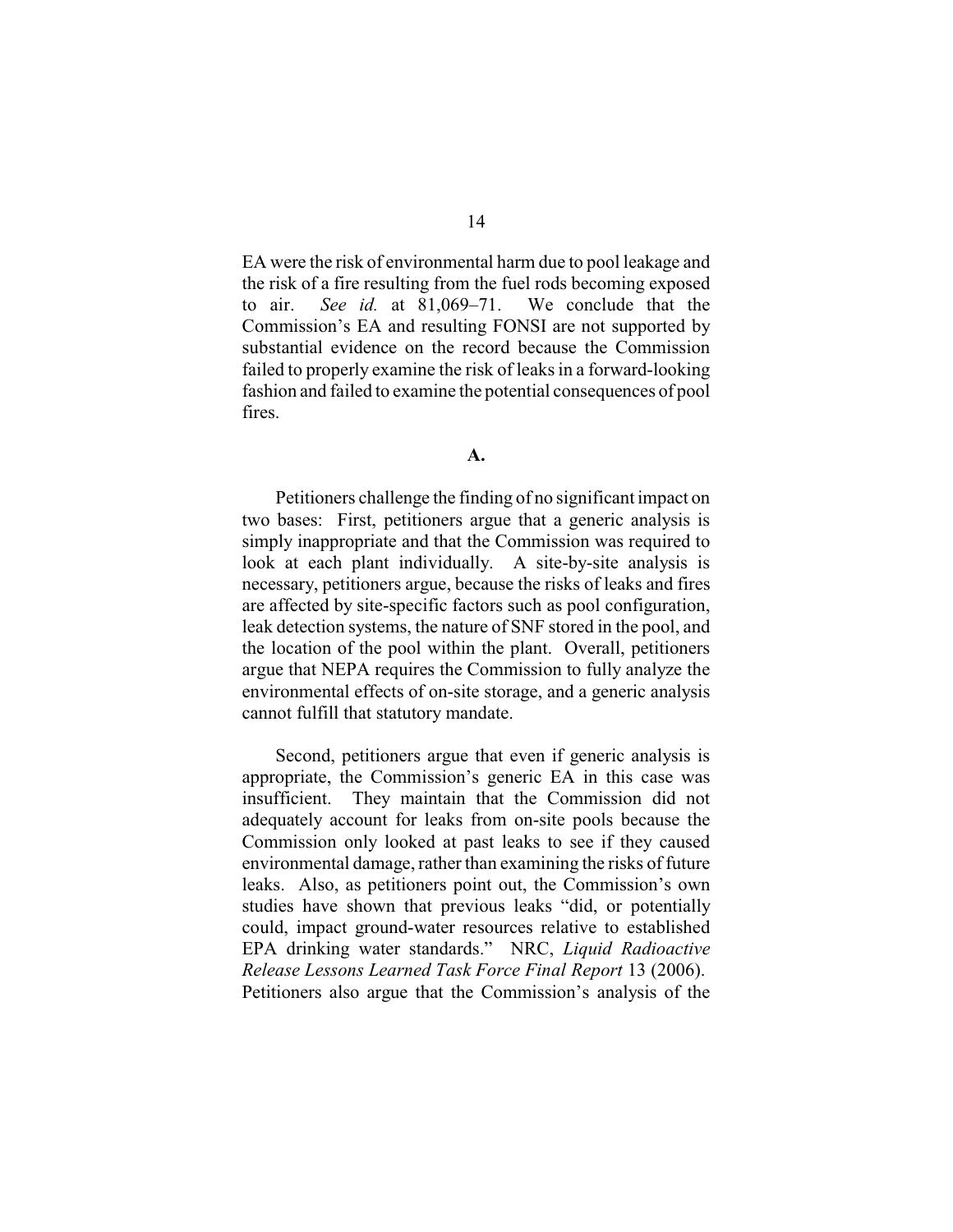EA were the risk of environmental harm due to pool leakage and the risk of a fire resulting from the fuel rods becoming exposed to air. *See id.* at 81,069–71. We conclude that the Commission's EA and resulting FONSI are not supported by substantial evidence on the record because the Commission failed to properly examine the risk of leaks in a forward-looking fashion and failed to examine the potential consequences of pool fires.

### A.

Petitioners challenge the finding of no significant impact on two bases: First, petitioners argue that a generic analysis is simply inappropriate and that the Commission was required to look at each plant individually. A site-by-site analysis is necessary, petitioners argue, because the risks of leaks and fires are affected by site-specific factors such as pool configuration, leak detection systems, the nature of SNF stored in the pool, and the location of the pool within the plant. Overall, petitioners argue that NEPA requires the Commission to fully analyze the environmental effects of on-site storage, and a generic analysis cannot fulfill that statutory mandate.

Second, petitioners argue that even if generic analysis is appropriate, the Commission's generic EA in this case was insufficient. They maintain that the Commission did not adequately account for leaks from on-site pools because the Commission only looked at past leaks to see if they caused environmental damage, rather than examining the risks of future leaks. Also, as petitioners point out, the Commission's own studies have shown that previous leaks "did, or potentially could, impact ground-water resources relative to established EPA drinking water standards." NRC, *Liquid Radioactive Release Lessons Learned Task Force Final Report* 13 (2006). Petitioners also argue that the Commission's analysis of the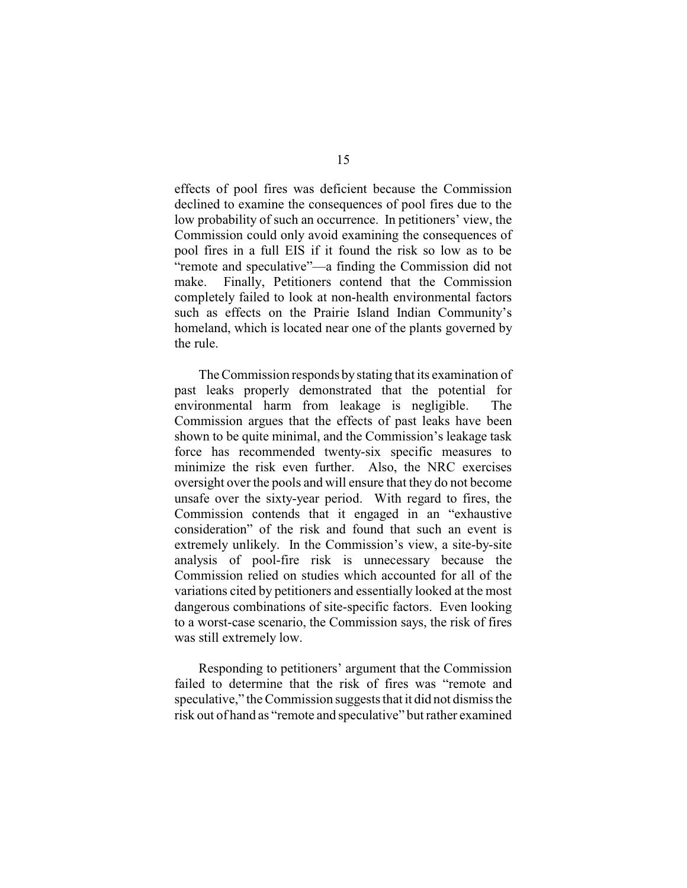effects of pool fires was deficient because the Commission declined to examine the consequences of pool fires due to the low probability of such an occurrence. In petitioners' view, the Commission could only avoid examining the consequences of pool fires in a full EIS if it found the risk so low as to be "remote and speculative"—a finding the Commission did not make. Finally, Petitioners contend that the Commission completely failed to look at non-health environmental factors such as effects on the Prairie Island Indian Community's homeland, which is located near one of the plants governed by the rule.

The Commission responds by stating that its examination of past leaks properly demonstrated that the potential for environmental harm from leakage is negligible. The Commission argues that the effects of past leaks have been shown to be quite minimal, and the Commission's leakage task force has recommended twenty-six specific measures to minimize the risk even further. Also, the NRC exercises oversight over the pools and will ensure that they do not become unsafe over the sixty-year period. With regard to fires, the Commission contends that it engaged in an "exhaustive consideration" of the risk and found that such an event is extremely unlikely. In the Commission's view, a site-by-site analysis of pool-fire risk is unnecessary because the Commission relied on studies which accounted for all of the variations cited by petitioners and essentially looked at the most dangerous combinations of site-specific factors. Even looking to a worst-case scenario, the Commission says, the risk of fires was still extremely low.

Responding to petitioners' argument that the Commission failed to determine that the risk of fires was "remote and speculative," the Commission suggests that it did not dismiss the risk out of hand as "remote and speculative" but rather examined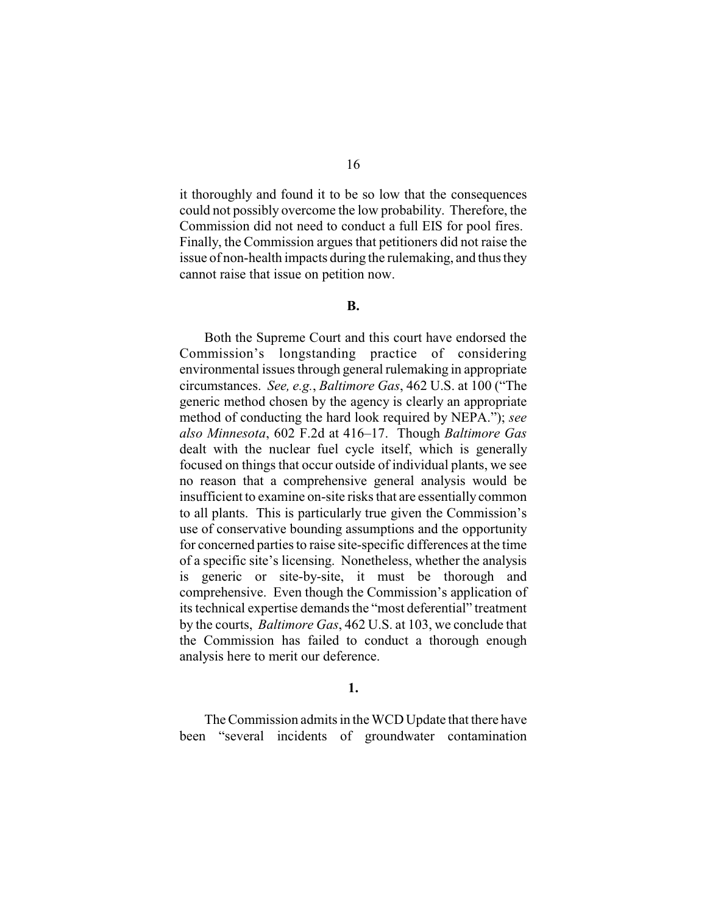it thoroughly and found it to be so low that the consequences could not possibly overcome the low probability. Therefore, the Commission did not need to conduct a full EIS for pool fires. Finally, the Commission argues that petitioners did not raise the issue of non-health impacts during the rulemaking, and thus they cannot raise that issue on petition now.

**B.**

Both the Supreme Court and this court have endorsed the Commission's longstanding practice of considering environmental issues through general rulemaking in appropriate circumstances. *See, e.g.*, *Baltimore Gas*, 462 U.S. at 100 ("The generic method chosen by the agency is clearly an appropriate method of conducting the hard look required by NEPA."); *see also Minnesota*, 602 F.2d at 416–17. Though *Baltimore Gas* dealt with the nuclear fuel cycle itself, which is generally focused on things that occur outside of individual plants, we see no reason that a comprehensive general analysis would be insufficient to examine on-site risks that are essentially common to all plants. This is particularly true given the Commission's use of conservative bounding assumptions and the opportunity for concerned parties to raise site-specific differences at the time of a specific site's licensing. Nonetheless, whether the analysis is generic or site-by-site, it must be thorough and comprehensive. Even though the Commission's application of its technical expertise demands the "most deferential" treatment by the courts, *Baltimore Gas*, 462 U.S. at 103, we conclude that the Commission has failed to conduct a thorough enough analysis here to merit our deference.

**1.**

The Commission admits in the WCD Update that there have been "several incidents of groundwater contamination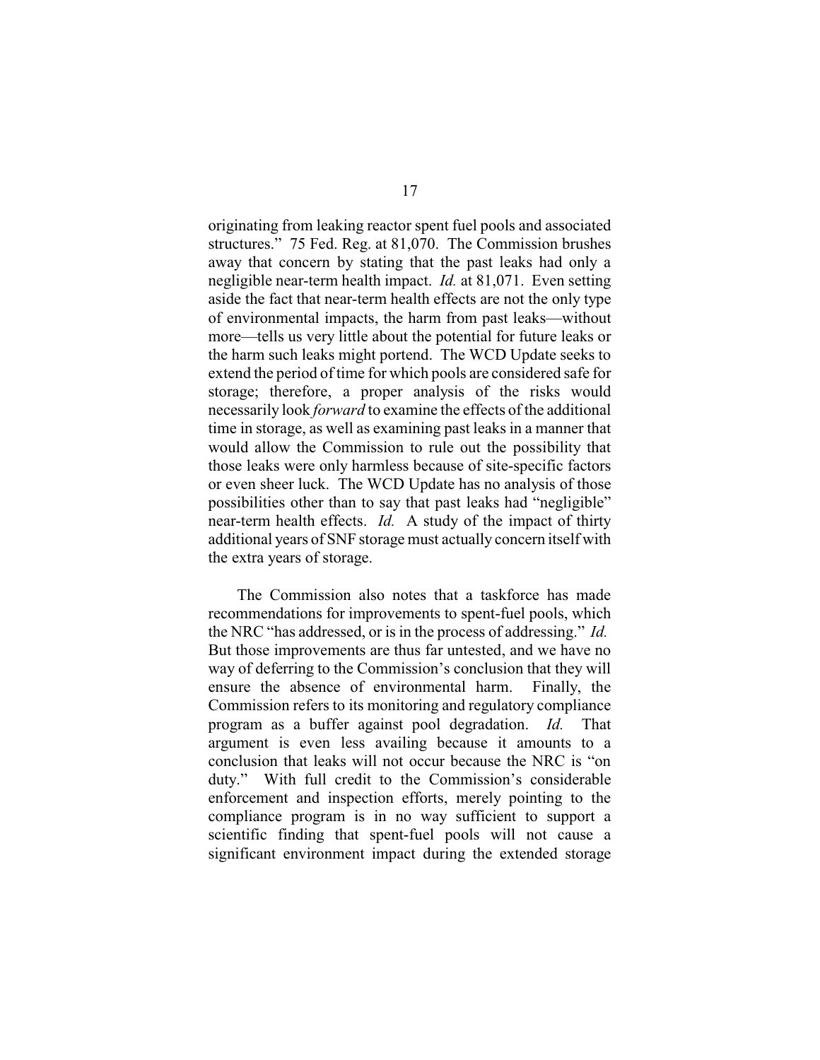originating from leaking reactor spent fuel pools and associated structures." 75 Fed. Reg. at 81,070. The Commission brushes away that concern by stating that the past leaks had only a negligible near-term health impact. *Id.* at 81,071. Even setting aside the fact that near-term health effects are not the only type of environmental impacts, the harm from past leaks—without more—tells us very little about the potential for future leaks or the harm such leaks might portend. The WCD Update seeks to extend the period of time for which pools are considered safe for storage; therefore, a proper analysis of the risks would necessarily look *forward* to examine the effects of the additional time in storage, as well as examining past leaks in a manner that would allow the Commission to rule out the possibility that those leaks were only harmless because of site-specific factors or even sheer luck. The WCD Update has no analysis of those possibilities other than to say that past leaks had "negligible" near-term health effects. *Id.* A study of the impact of thirty additional years of SNF storage must actually concern itself with the extra years of storage.

The Commission also notes that a taskforce has made recommendations for improvements to spent-fuel pools, which the NRC "has addressed, or is in the process of addressing." *Id.* But those improvements are thus far untested, and we have no way of deferring to the Commission's conclusion that they will ensure the absence of environmental harm. Finally, the Commission refers to its monitoring and regulatory compliance program as a buffer against pool degradation. *Id.* That argument is even less availing because it amounts to a conclusion that leaks will not occur because the NRC is "on duty." With full credit to the Commission's considerable enforcement and inspection efforts, merely pointing to the compliance program is in no way sufficient to support a scientific finding that spent-fuel pools will not cause a significant environment impact during the extended storage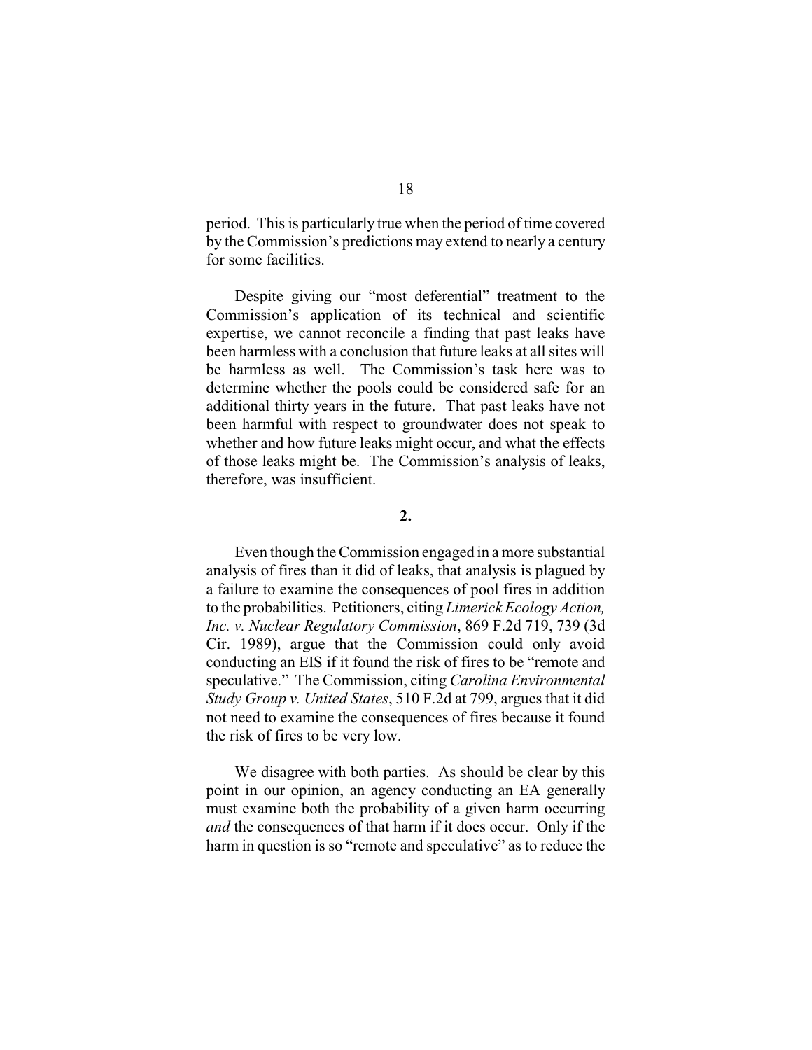period. This is particularly true when the period of time covered by the Commission's predictions may extend to nearly a century for some facilities.

Despite giving our "most deferential" treatment to the Commission's application of its technical and scientific expertise, we cannot reconcile a finding that past leaks have been harmless with a conclusion that future leaks at all sites will be harmless as well. The Commission's task here was to determine whether the pools could be considered safe for an additional thirty years in the future. That past leaks have not been harmful with respect to groundwater does not speak to whether and how future leaks might occur, and what the effects of those leaks might be. The Commission's analysis of leaks, therefore, was insufficient.

**2.**

Even though the Commission engaged in a more substantial analysis of fires than it did of leaks, that analysis is plagued by a failure to examine the consequences of pool fires in addition to the probabilities. Petitioners, citing *Limerick Ecology Action, Inc. v. Nuclear Regulatory Commission*, 869 F.2d 719, 739 (3d Cir. 1989), argue that the Commission could only avoid conducting an EIS if it found the risk of fires to be "remote and speculative." The Commission, citing *Carolina Environmental Study Group v. United States*, 510 F.2d at 799, argues that it did not need to examine the consequences of fires because it found the risk of fires to be very low.

We disagree with both parties. As should be clear by this point in our opinion, an agency conducting an EA generally must examine both the probability of a given harm occurring *and* the consequences of that harm if it does occur. Only if the harm in question is so "remote and speculative" as to reduce the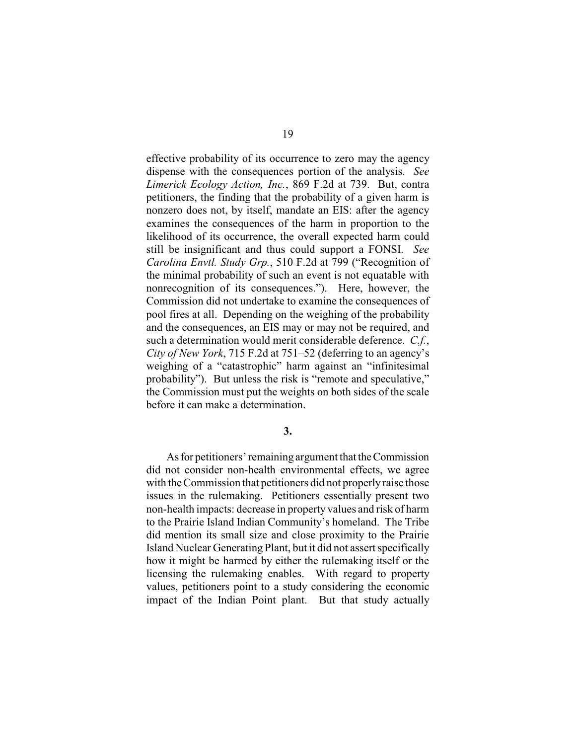effective probability of its occurrence to zero may the agency dispense with the consequences portion of the analysis. *See Limerick Ecology Action, Inc.*, 869 F.2d at 739. But, contra petitioners, the finding that the probability of a given harm is nonzero does not, by itself, mandate an EIS: after the agency examines the consequences of the harm in proportion to the likelihood of its occurrence, the overall expected harm could still be insignificant and thus could support a FONSI. *See Carolina Envtl. Study Grp.*, 510 F.2d at 799 ("Recognition of the minimal probability of such an event is not equatable with nonrecognition of its consequences."). Here, however, the Commission did not undertake to examine the consequences of pool fires at all. Depending on the weighing of the probability and the consequences, an EIS may or may not be required, and such a determination would merit considerable deference. *C.f.*, *City of New York*, 715 F.2d at 751–52 (deferring to an agency's weighing of a "catastrophic" harm against an "infinitesimal probability"). But unless the risk is "remote and speculative," the Commission must put the weights on both sides of the scale before it can make a determination.

### 3.

As for petitioners' remaining argument that the Commission did not consider non-health environmental effects, we agree with the Commission that petitioners did not properly raise those issues in the rulemaking. Petitioners essentially present two non-health impacts: decrease in property values and risk of harm to the Prairie Island Indian Community's homeland. The Tribe did mention its small size and close proximity to the Prairie Island Nuclear Generating Plant, but it did not assert specifically how it might be harmed by either the rulemaking itself or the licensing the rulemaking enables. With regard to property values, petitioners point to a study considering the economic impact of the Indian Point plant. But that study actually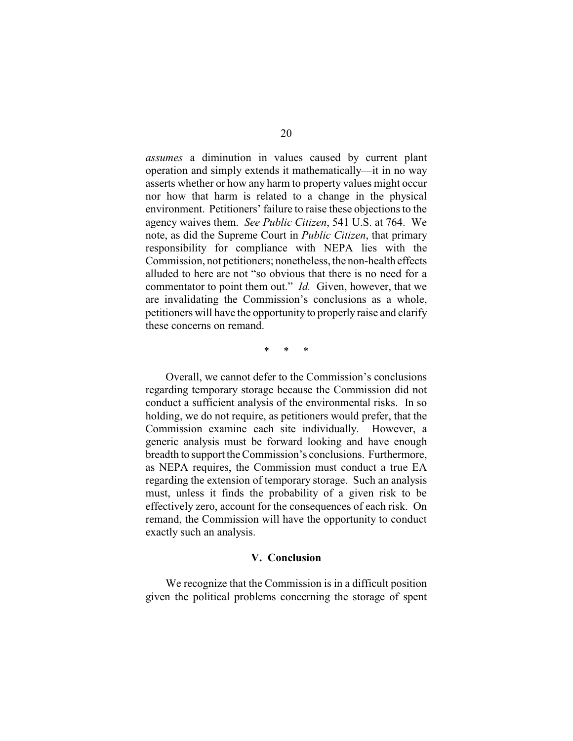*assumes* a diminution in values caused by current plant operation and simply extends it mathematically—it in no way asserts whether or how any harm to property values might occur nor how that harm is related to a change in the physical environment. Petitioners' failure to raise these objections to the agency waives them. *See Public Citizen*, 541 U.S. at 764. We note, as did the Supreme Court in *Public Citizen*, that primary responsibility for compliance with NEPA lies with the Commission, not petitioners; nonetheless, the non-health effects alluded to here are not "so obvious that there is no need for a commentator to point them out." *Id.* Given, however, that we are invalidating the Commission's conclusions as a whole, petitioners will have the opportunity to properly raise and clarify these concerns on remand.

\* \* \*

Overall, we cannot defer to the Commission's conclusions regarding temporary storage because the Commission did not conduct a sufficient analysis of the environmental risks. In so holding, we do not require, as petitioners would prefer, that the Commission examine each site individually. However, a generic analysis must be forward looking and have enough breadth to support the Commission's conclusions. Furthermore, as NEPA requires, the Commission must conduct a true EA regarding the extension of temporary storage. Such an analysis must, unless it finds the probability of a given risk to be effectively zero, account for the consequences of each risk. On remand, the Commission will have the opportunity to conduct exactly such an analysis.

## V. Conclusion

We recognize that the Commission is in a difficult position given the political problems concerning the storage of spent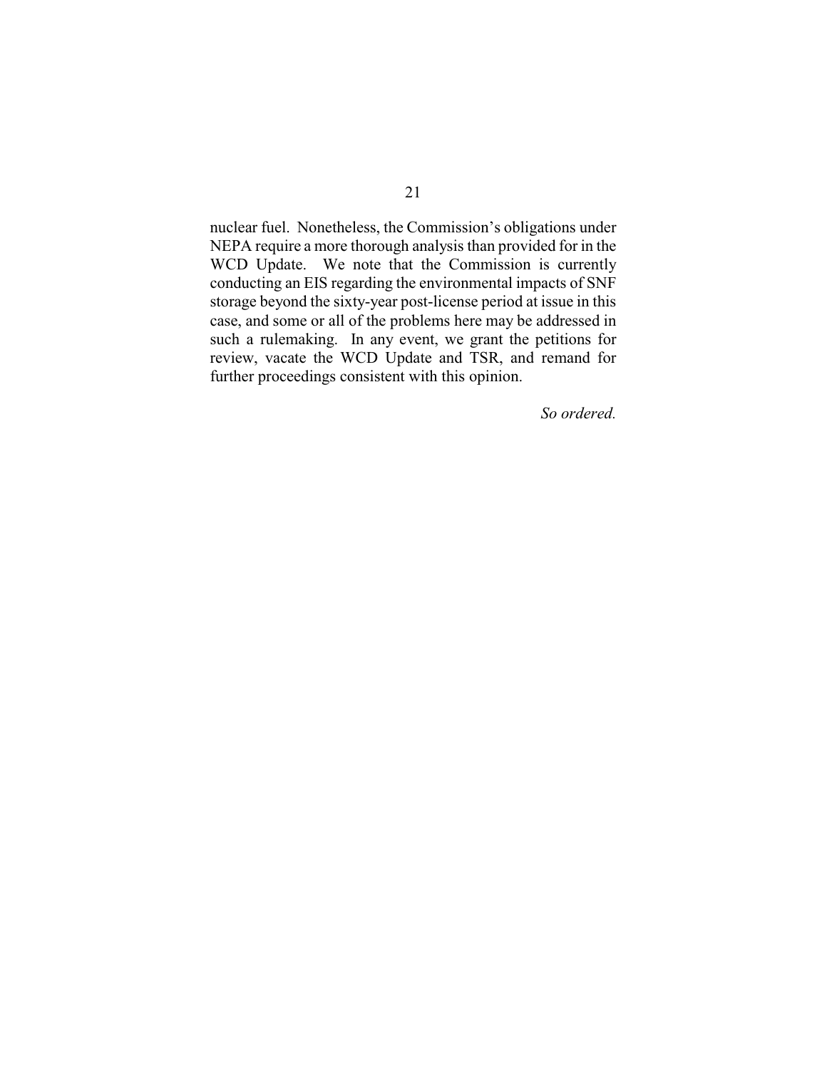nuclear fuel. Nonetheless, the Commission's obligations under NEPA require a more thorough analysis than provided for in the WCD Update. We note that the Commission is currently conducting an EIS regarding the environmental impacts of SNF storage beyond the sixty-year post-license period at issue in this case, and some or all of the problems here may be addressed in such a rulemaking. In any event, we grant the petitions for review, vacate the WCD Update and TSR, and remand for further proceedings consistent with this opinion.

*So ordered.*